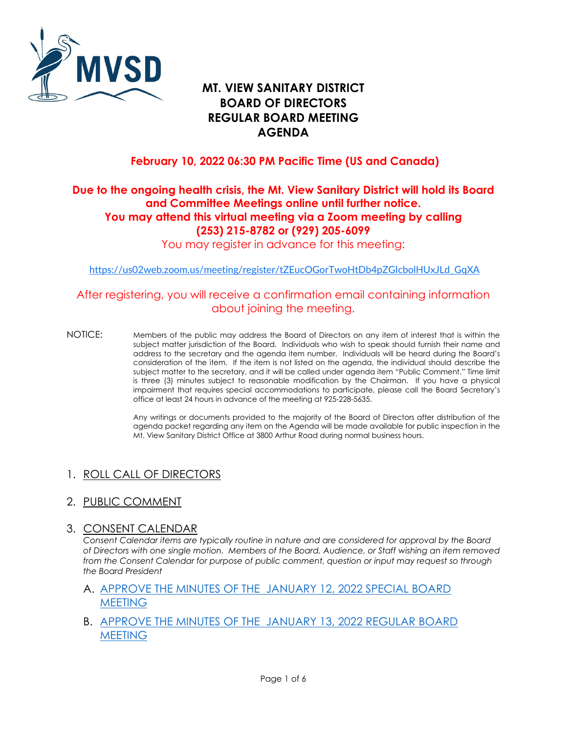# MT. VIEW SANITARY DISTRICT
# BOARD OF DIRECTORS
# REGULAR BOARD MEETING
# AGENDA

**February 10, 2022 06:30 PM Pacific Time (US and Canada)**

**Due to the ongoing health crisis, the Mt. View Sanitary District will hold its Board and Committee Meetings online until further notice.**
**You may attend this virtual meeting via a Zoom meeting by calling (253) 215-8782 or (929) 205-6099**

You may register in advance for this meeting:

https://us02web.zoom.us/meeting/register/tZEucOGorTwoHtDb4pZGIcbolHUxJLd_GqXA

After registering, you will receive a confirmation email containing information about joining the meeting.

NOTICE: Members of the public may address the Board of Directors on any item of interest that is within the subject matter jurisdiction of the Board. Individuals who wish to speak should furnish their name and address to the secretary and the agenda item number. Individuals will be heard during the Board's consideration of the item. If the item is not listed on the agenda, the individual should describe the subject matter to the secretary, and it will be called under agenda item "Public Comment." Time limit is three (3) minutes subject to reasonable modification by the Chairman. If you have a physical impairment that requires special accommodations to participate, please call the Board Secretary's office at least 24 hours in advance of the meeting at 925-228-5635.

Any writings or documents provided to the majority of the Board of Directors after distribution of the agenda packet regarding any item on the Agenda will be made available for public inspection in the Mt. View Sanitary District Office at 3800 Arthur Road during normal business hours.

1. ROLL CALL OF DIRECTORS

2. PUBLIC COMMENT

3. CONSENT CALENDAR

   *Consent Calendar items are typically routine in nature and are considered for approval by the Board of Directors with one single motion. Members of the Board, Audience, or Staff wishing an item removed from the Consent Calendar for purpose of public comment, question or input may request so through the Board President*

   A. APPROVE THE MINUTES OF THE JANUARY 12, 2022 SPECIAL BOARD MEETING

   B. APPROVE THE MINUTES OF THE JANUARY 13, 2022 REGULAR BOARD MEETING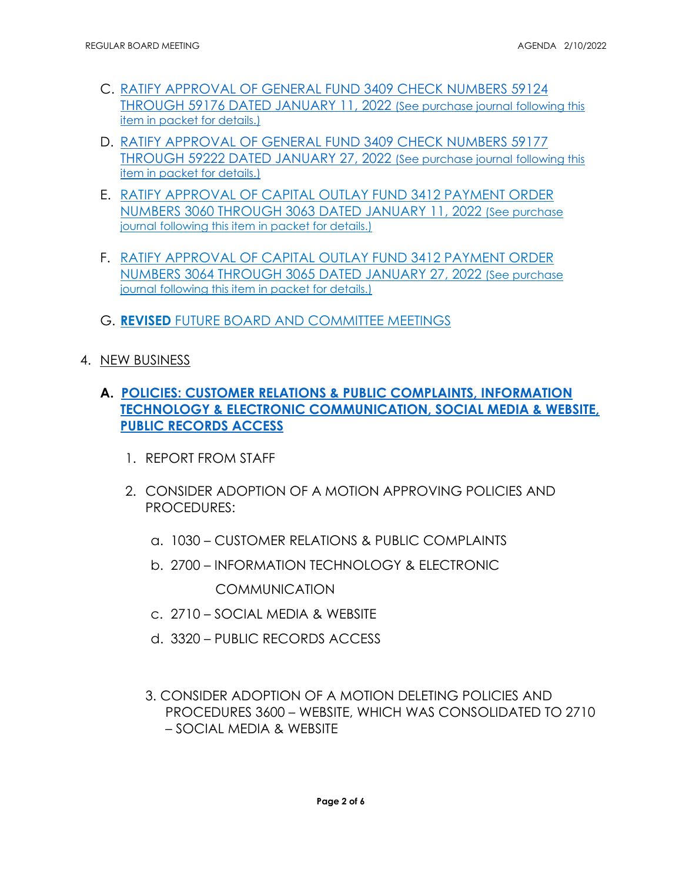C. RATIFY APPROVAL OF GENERAL FUND 3409 CHECK NUMBERS 59124 THROUGH 59176 DATED JANUARY 11, 2022 (See purchase journal following this item in packet for details.)

D. RATIFY APPROVAL OF GENERAL FUND 3409 CHECK NUMBERS 59177 THROUGH 59222 DATED JANUARY 27, 2022 (See purchase journal following this item in packet for details.)

E. RATIFY APPROVAL OF CAPITAL OUTLAY FUND 3412 PAYMENT ORDER NUMBERS 3060 THROUGH 3063 DATED JANUARY 11, 2022 (See purchase journal following this item in packet for details.)

F. RATIFY APPROVAL OF CAPITAL OUTLAY FUND 3412 PAYMENT ORDER NUMBERS 3064 THROUGH 3065 DATED JANUARY 27, 2022 (See purchase journal following this item in packet for details.)

G. **REVISED** FUTURE BOARD AND COMMITTEE MEETINGS

4. NEW BUSINESS

**A. POLICIES: CUSTOMER RELATIONS & PUBLIC COMPLAINTS, INFORMATION TECHNOLOGY & ELECTRONIC COMMUNICATION, SOCIAL MEDIA & WEBSITE, PUBLIC RECORDS ACCESS**

1. REPORT FROM STAFF

2. CONSIDER ADOPTION OF A MOTION APPROVING POLICIES AND PROCEDURES:

   a. 1030 – CUSTOMER RELATIONS & PUBLIC COMPLAINTS

   b. 2700 – INFORMATION TECHNOLOGY & ELECTRONIC COMMUNICATION

   c. 2710 – SOCIAL MEDIA & WEBSITE

   d. 3320 – PUBLIC RECORDS ACCESS

3. CONSIDER ADOPTION OF A MOTION DELETING POLICIES AND PROCEDURES 3600 – WEBSITE, WHICH WAS CONSOLIDATED TO 2710 – SOCIAL MEDIA & WEBSITE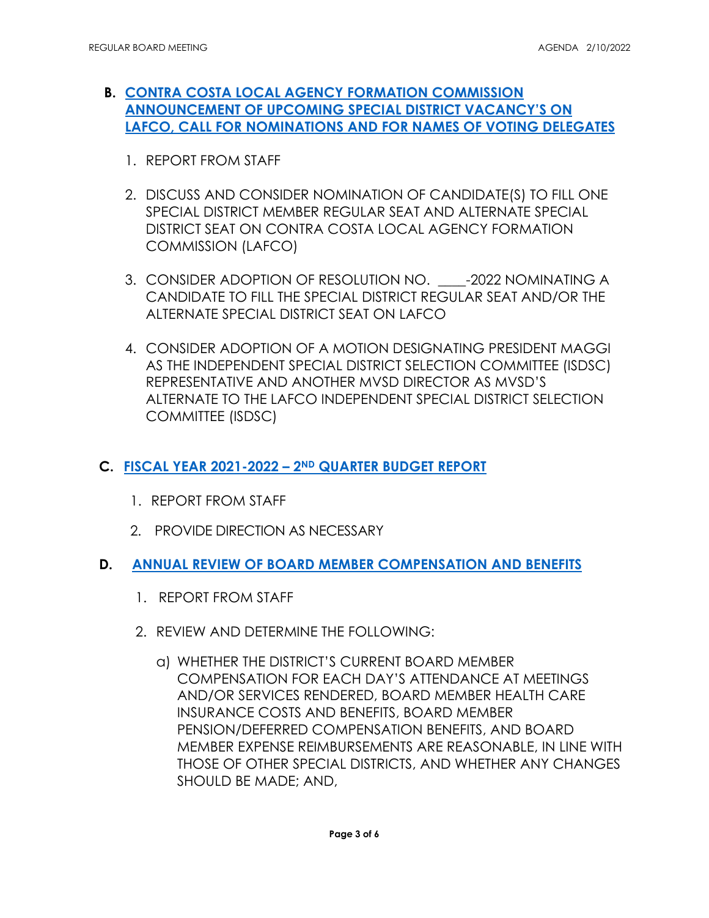**B. [CONTRA COSTA LOCAL AGENCY FORMATION COMMISSION ANNOUNCEMENT OF UPCOMING SPECIAL DISTRICT VACANCY'S ON LAFCO, CALL FOR NOMINATIONS AND FOR NAMES OF VOTING DELEGATES]()**

1. REPORT FROM STAFF

2. DISCUSS AND CONSIDER NOMINATION OF CANDIDATE(S) TO FILL ONE SPECIAL DISTRICT MEMBER REGULAR SEAT AND ALTERNATE SPECIAL DISTRICT SEAT ON CONTRA COSTA LOCAL AGENCY FORMATION COMMISSION (LAFCO)

3. CONSIDER ADOPTION OF RESOLUTION NO. ____-2022 NOMINATING A CANDIDATE TO FILL THE SPECIAL DISTRICT REGULAR SEAT AND/OR THE ALTERNATE SPECIAL DISTRICT SEAT ON LAFCO

4. CONSIDER ADOPTION OF A MOTION DESIGNATING PRESIDENT MAGGI AS THE INDEPENDENT SPECIAL DISTRICT SELECTION COMMITTEE (ISDSC) REPRESENTATIVE AND ANOTHER MVSD DIRECTOR AS MVSD'S ALTERNATE TO THE LAFCO INDEPENDENT SPECIAL DISTRICT SELECTION COMMITTEE (ISDSC)

**C. [FISCAL YEAR 2021-2022 – 2ND QUARTER BUDGET REPORT]()**

1. REPORT FROM STAFF

2. PROVIDE DIRECTION AS NECESSARY

**D. [ANNUAL REVIEW OF BOARD MEMBER COMPENSATION AND BENEFITS]()**

1. REPORT FROM STAFF

2. REVIEW AND DETERMINE THE FOLLOWING:

   a) WHETHER THE DISTRICT'S CURRENT BOARD MEMBER COMPENSATION FOR EACH DAY'S ATTENDANCE AT MEETINGS AND/OR SERVICES RENDERED, BOARD MEMBER HEALTH CARE INSURANCE COSTS AND BENEFITS, BOARD MEMBER PENSION/DEFERRED COMPENSATION BENEFITS, AND BOARD MEMBER EXPENSE REIMBURSEMENTS ARE REASONABLE, IN LINE WITH THOSE OF OTHER SPECIAL DISTRICTS, AND WHETHER ANY CHANGES SHOULD BE MADE; AND,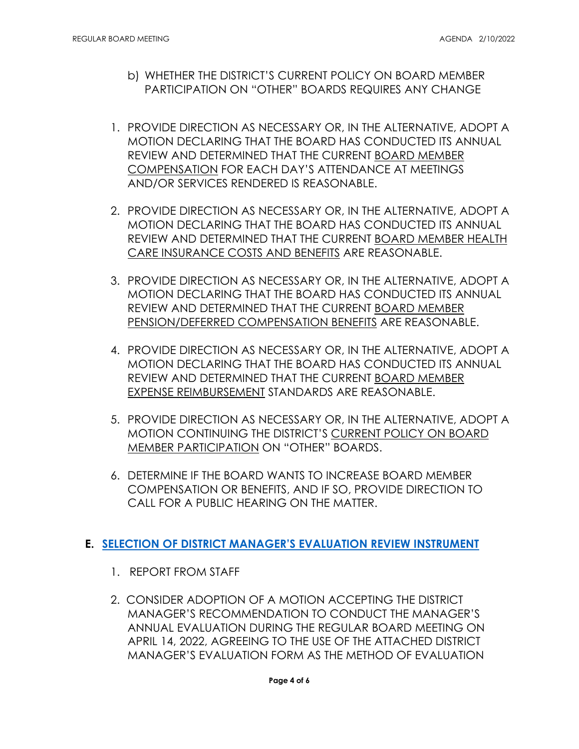b) WHETHER THE DISTRICT'S CURRENT POLICY ON BOARD MEMBER PARTICIPATION ON "OTHER" BOARDS REQUIRES ANY CHANGE

1. PROVIDE DIRECTION AS NECESSARY OR, IN THE ALTERNATIVE, ADOPT A MOTION DECLARING THAT THE BOARD HAS CONDUCTED ITS ANNUAL REVIEW AND DETERMINED THAT THE CURRENT BOARD MEMBER COMPENSATION FOR EACH DAY'S ATTENDANCE AT MEETINGS AND/OR SERVICES RENDERED IS REASONABLE.

2. PROVIDE DIRECTION AS NECESSARY OR, IN THE ALTERNATIVE, ADOPT A MOTION DECLARING THAT THE BOARD HAS CONDUCTED ITS ANNUAL REVIEW AND DETERMINED THAT THE CURRENT BOARD MEMBER HEALTH CARE INSURANCE COSTS AND BENEFITS ARE REASONABLE.

3. PROVIDE DIRECTION AS NECESSARY OR, IN THE ALTERNATIVE, ADOPT A MOTION DECLARING THAT THE BOARD HAS CONDUCTED ITS ANNUAL REVIEW AND DETERMINED THAT THE CURRENT BOARD MEMBER PENSION/DEFERRED COMPENSATION BENEFITS ARE REASONABLE.

4. PROVIDE DIRECTION AS NECESSARY OR, IN THE ALTERNATIVE, ADOPT A MOTION DECLARING THAT THE BOARD HAS CONDUCTED ITS ANNUAL REVIEW AND DETERMINED THAT THE CURRENT BOARD MEMBER EXPENSE REIMBURSEMENT STANDARDS ARE REASONABLE.

5. PROVIDE DIRECTION AS NECESSARY OR, IN THE ALTERNATIVE, ADOPT A MOTION CONTINUING THE DISTRICT'S CURRENT POLICY ON BOARD MEMBER PARTICIPATION ON "OTHER" BOARDS.

6. DETERMINE IF THE BOARD WANTS TO INCREASE BOARD MEMBER COMPENSATION OR BENEFITS, AND IF SO, PROVIDE DIRECTION TO CALL FOR A PUBLIC HEARING ON THE MATTER.

## E. SELECTION OF DISTRICT MANAGER'S EVALUATION REVIEW INSTRUMENT

1. REPORT FROM STAFF

2. CONSIDER ADOPTION OF A MOTION ACCEPTING THE DISTRICT MANAGER'S RECOMMENDATION TO CONDUCT THE MANAGER'S ANNUAL EVALUATION DURING THE REGULAR BOARD MEETING ON APRIL 14, 2022, AGREEING TO THE USE OF THE ATTACHED DISTRICT MANAGER'S EVALUATION FORM AS THE METHOD OF EVALUATION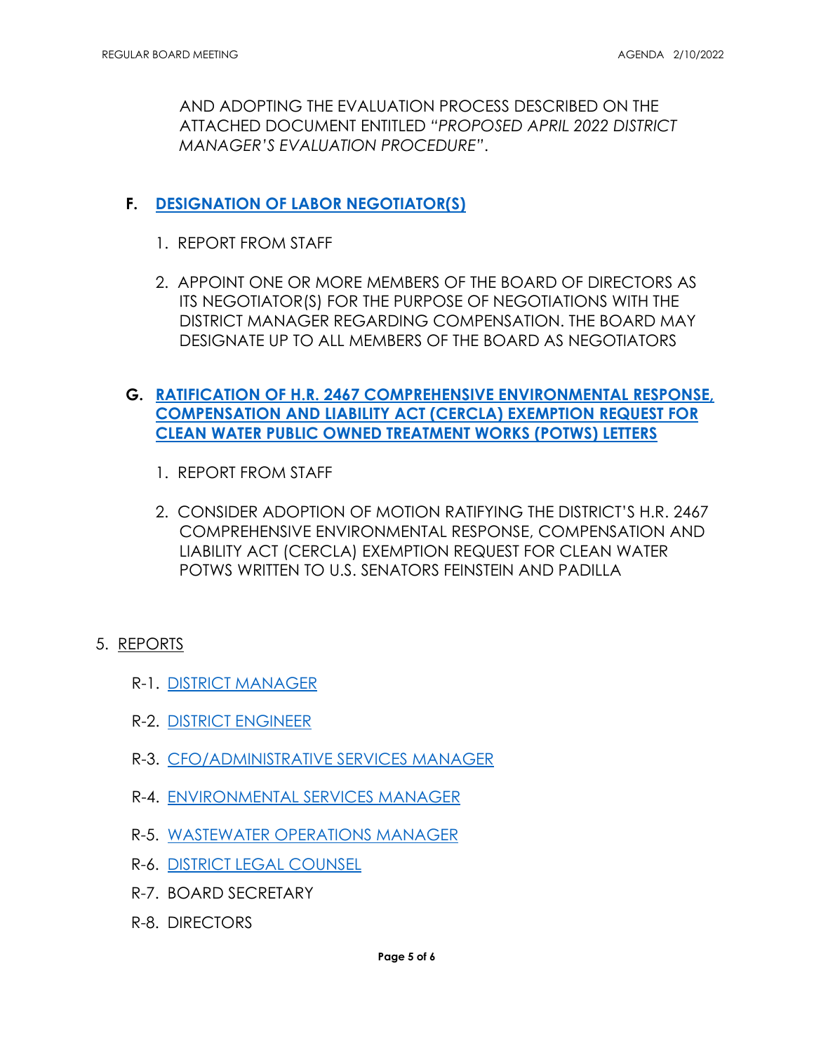AND ADOPTING THE EVALUATION PROCESS DESCRIBED ON THE ATTACHED DOCUMENT ENTITLED *"PROPOSED APRIL 2022 DISTRICT MANAGER'S EVALUATION PROCEDURE"*.

**F. DESIGNATION OF LABOR NEGOTIATOR(S)**

1. REPORT FROM STAFF
2. APPOINT ONE OR MORE MEMBERS OF THE BOARD OF DIRECTORS AS ITS NEGOTIATOR(S) FOR THE PURPOSE OF NEGOTIATIONS WITH THE DISTRICT MANAGER REGARDING COMPENSATION. THE BOARD MAY DESIGNATE UP TO ALL MEMBERS OF THE BOARD AS NEGOTIATORS

**G. RATIFICATION OF H.R. 2467 COMPREHENSIVE ENVIRONMENTAL RESPONSE, COMPENSATION AND LIABILITY ACT (CERCLA) EXEMPTION REQUEST FOR CLEAN WATER PUBLIC OWNED TREATMENT WORKS (POTWS) LETTERS**

1. REPORT FROM STAFF
2. CONSIDER ADOPTION OF MOTION RATIFYING THE DISTRICT'S H.R. 2467 COMPREHENSIVE ENVIRONMENTAL RESPONSE, COMPENSATION AND LIABILITY ACT (CERCLA) EXEMPTION REQUEST FOR CLEAN WATER POTWS WRITTEN TO U.S. SENATORS FEINSTEIN AND PADILLA

5. REPORTS

- R-1. DISTRICT MANAGER
- R-2. DISTRICT ENGINEER
- R-3. CFO/ADMINISTRATIVE SERVICES MANAGER
- R-4. ENVIRONMENTAL SERVICES MANAGER
- R-5. WASTEWATER OPERATIONS MANAGER
- R-6. DISTRICT LEGAL COUNSEL
- R-7. BOARD SECRETARY
- R-8. DIRECTORS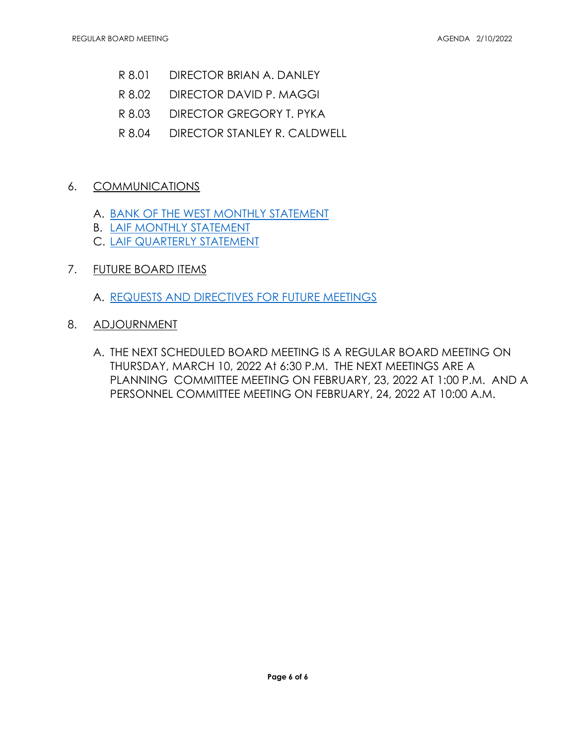R 8.01 DIRECTOR BRIAN A. DANLEY

R 8.02 DIRECTOR DAVID P. MAGGI

R 8.03 DIRECTOR GREGORY T. PYKA

R 8.04 DIRECTOR STANLEY R. CALDWELL

6. COMMUNICATIONS

   A. BANK OF THE WEST MONTHLY STATEMENT
   B. LAIF MONTHLY STATEMENT
   C. LAIF QUARTERLY STATEMENT

7. FUTURE BOARD ITEMS

   A. REQUESTS AND DIRECTIVES FOR FUTURE MEETINGS

8. ADJOURNMENT

   A. THE NEXT SCHEDULED BOARD MEETING IS A REGULAR BOARD MEETING ON THURSDAY, MARCH 10, 2022 At 6:30 P.M. THE NEXT MEETINGS ARE A PLANNING COMMITTEE MEETING ON FEBRUARY, 23, 2022 AT 1:00 P.M. AND A PERSONNEL COMMITTEE MEETING ON FEBRUARY, 24, 2022 AT 10:00 A.M.